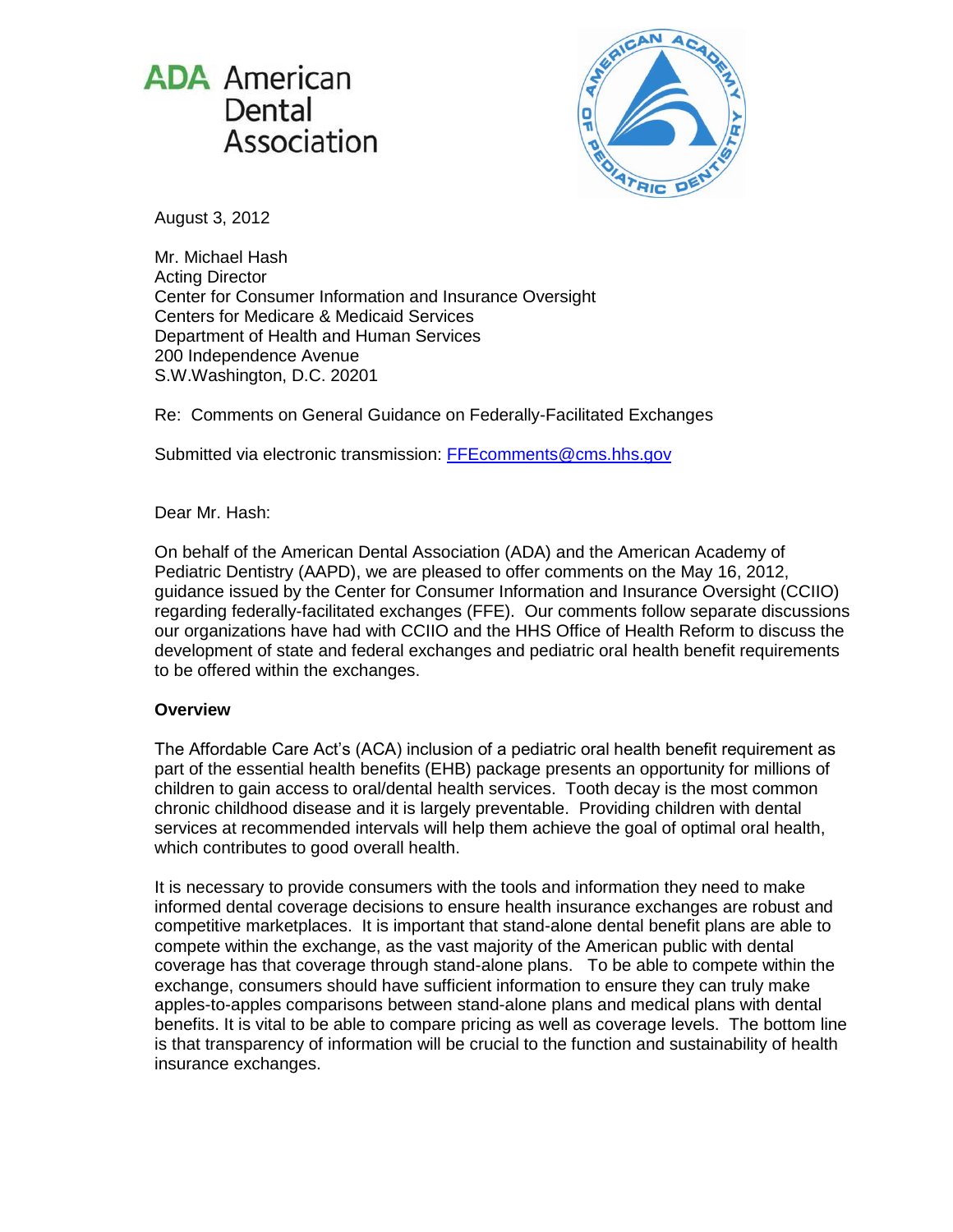ADA American Dental Association

August 3, 2012

Mr. Michael Hash
Acting Director
Center for Consumer Information and Insurance Oversight
Centers for Medicare & Medicaid Services
Department of Health and Human Services
200 Independence Avenue
S.W.Washington, D.C. 20201

Re: Comments on General Guidance on Federally-Facilitated Exchanges

Submitted via electronic transmission: FFEcomments@cms.hhs.gov

Dear Mr. Hash:

On behalf of the American Dental Association (ADA) and the American Academy of Pediatric Dentistry (AAPD), we are pleased to offer comments on the May 16, 2012, guidance issued by the Center for Consumer Information and Insurance Oversight (CCIIO) regarding federally-facilitated exchanges (FFE). Our comments follow separate discussions our organizations have had with CCIIO and the HHS Office of Health Reform to discuss the development of state and federal exchanges and pediatric oral health benefit requirements to be offered within the exchanges.

**Overview**

The Affordable Care Act's (ACA) inclusion of a pediatric oral health benefit requirement as part of the essential health benefits (EHB) package presents an opportunity for millions of children to gain access to oral/dental health services. Tooth decay is the most common chronic childhood disease and it is largely preventable. Providing children with dental services at recommended intervals will help them achieve the goal of optimal oral health, which contributes to good overall health.

It is necessary to provide consumers with the tools and information they need to make informed dental coverage decisions to ensure health insurance exchanges are robust and competitive marketplaces. It is important that stand-alone dental benefit plans are able to compete within the exchange, as the vast majority of the American public with dental coverage has that coverage through stand-alone plans. To be able to compete within the exchange, consumers should have sufficient information to ensure they can truly make apples-to-apples comparisons between stand-alone plans and medical plans with dental benefits. It is vital to be able to compare pricing as well as coverage levels. The bottom line is that transparency of information will be crucial to the function and sustainability of health insurance exchanges.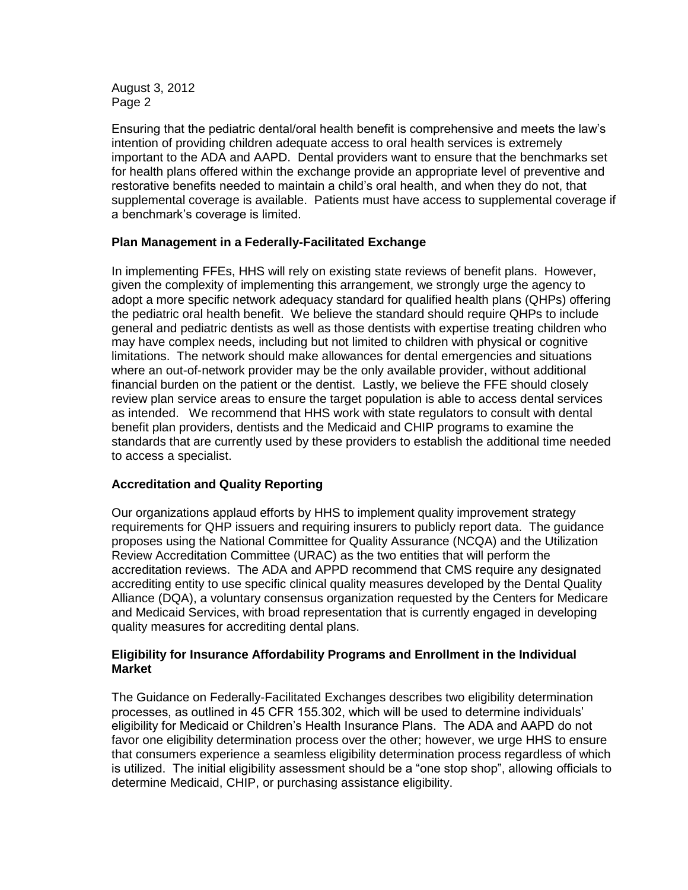Ensuring that the pediatric dental/oral health benefit is comprehensive and meets the law's intention of providing children adequate access to oral health services is extremely important to the ADA and AAPD. Dental providers want to ensure that the benchmarks set for health plans offered within the exchange provide an appropriate level of preventive and restorative benefits needed to maintain a child's oral health, and when they do not, that supplemental coverage is available. Patients must have access to supplemental coverage if a benchmark's coverage is limited.

**Plan Management in a Federally-Facilitated Exchange**

In implementing FFEs, HHS will rely on existing state reviews of benefit plans. However, given the complexity of implementing this arrangement, we strongly urge the agency to adopt a more specific network adequacy standard for qualified health plans (QHPs) offering the pediatric oral health benefit. We believe the standard should require QHPs to include general and pediatric dentists as well as those dentists with expertise treating children who may have complex needs, including but not limited to children with physical or cognitive limitations. The network should make allowances for dental emergencies and situations where an out-of-network provider may be the only available provider, without additional financial burden on the patient or the dentist. Lastly, we believe the FFE should closely review plan service areas to ensure the target population is able to access dental services as intended. We recommend that HHS work with state regulators to consult with dental benefit plan providers, dentists and the Medicaid and CHIP programs to examine the standards that are currently used by these providers to establish the additional time needed to access a specialist.

**Accreditation and Quality Reporting**

Our organizations applaud efforts by HHS to implement quality improvement strategy requirements for QHP issuers and requiring insurers to publicly report data. The guidance proposes using the National Committee for Quality Assurance (NCQA) and the Utilization Review Accreditation Committee (URAC) as the two entities that will perform the accreditation reviews. The ADA and APPD recommend that CMS require any designated accrediting entity to use specific clinical quality measures developed by the Dental Quality Alliance (DQA), a voluntary consensus organization requested by the Centers for Medicare and Medicaid Services, with broad representation that is currently engaged in developing quality measures for accrediting dental plans.

**Eligibility for Insurance Affordability Programs and Enrollment in the Individual Market**

The Guidance on Federally-Facilitated Exchanges describes two eligibility determination processes, as outlined in 45 CFR 155.302, which will be used to determine individuals' eligibility for Medicaid or Children's Health Insurance Plans. The ADA and AAPD do not favor one eligibility determination process over the other; however, we urge HHS to ensure that consumers experience a seamless eligibility determination process regardless of which is utilized. The initial eligibility assessment should be a "one stop shop", allowing officials to determine Medicaid, CHIP, or purchasing assistance eligibility.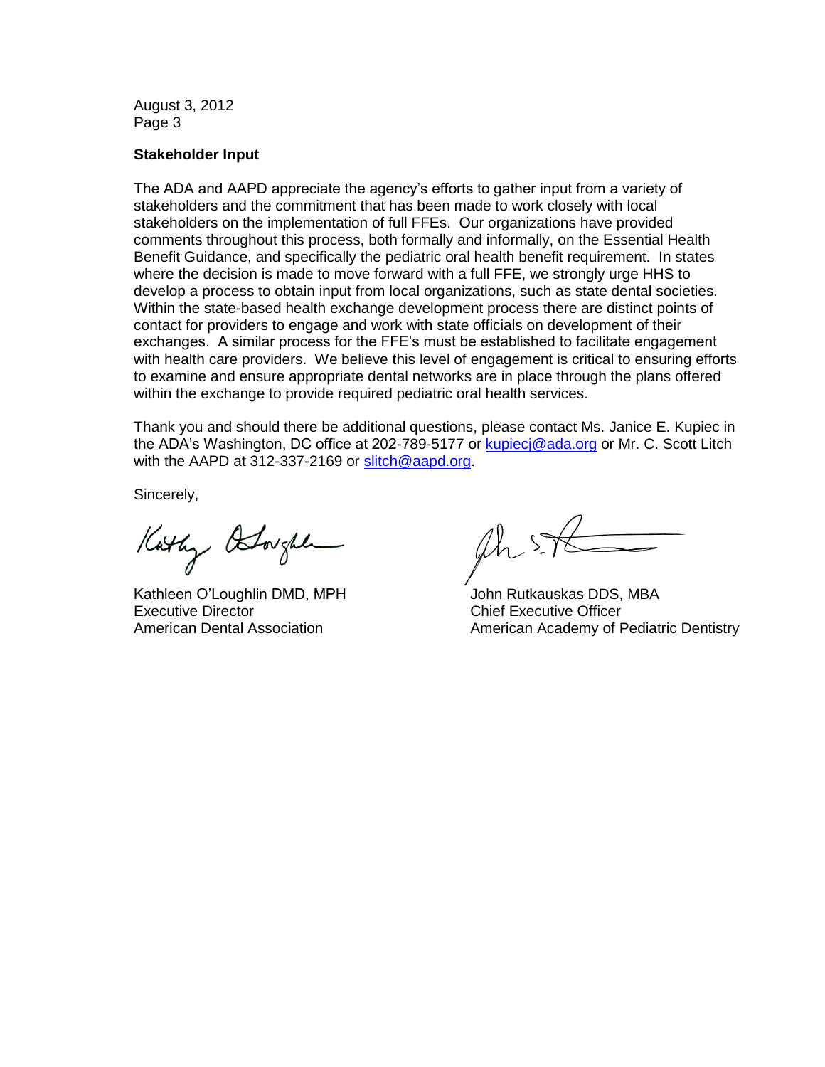**Stakeholder Input**

The ADA and AAPD appreciate the agency's efforts to gather input from a variety of stakeholders and the commitment that has been made to work closely with local stakeholders on the implementation of full FFEs. Our organizations have provided comments throughout this process, both formally and informally, on the Essential Health Benefit Guidance, and specifically the pediatric oral health benefit requirement. In states where the decision is made to move forward with a full FFE, we strongly urge HHS to develop a process to obtain input from local organizations, such as state dental societies. Within the state-based health exchange development process there are distinct points of contact for providers to engage and work with state officials on development of their exchanges. A similar process for the FFE's must be established to facilitate engagement with health care providers. We believe this level of engagement is critical to ensuring efforts to examine and ensure appropriate dental networks are in place through the plans offered within the exchange to provide required pediatric oral health services.

Thank you and should there be additional questions, please contact Ms. Janice E. Kupiec in the ADA's Washington, DC office at 202-789-5177 or kupiecj@ada.org or Mr. C. Scott Litch with the AAPD at 312-337-2169 or slitch@aapd.org.

Sincerely,

Kathleen O'Loughlin DMD, MPH
Executive Director
American Dental Association

John Rutkauskas DDS, MBA
Chief Executive Officer
American Academy of Pediatric Dentistry